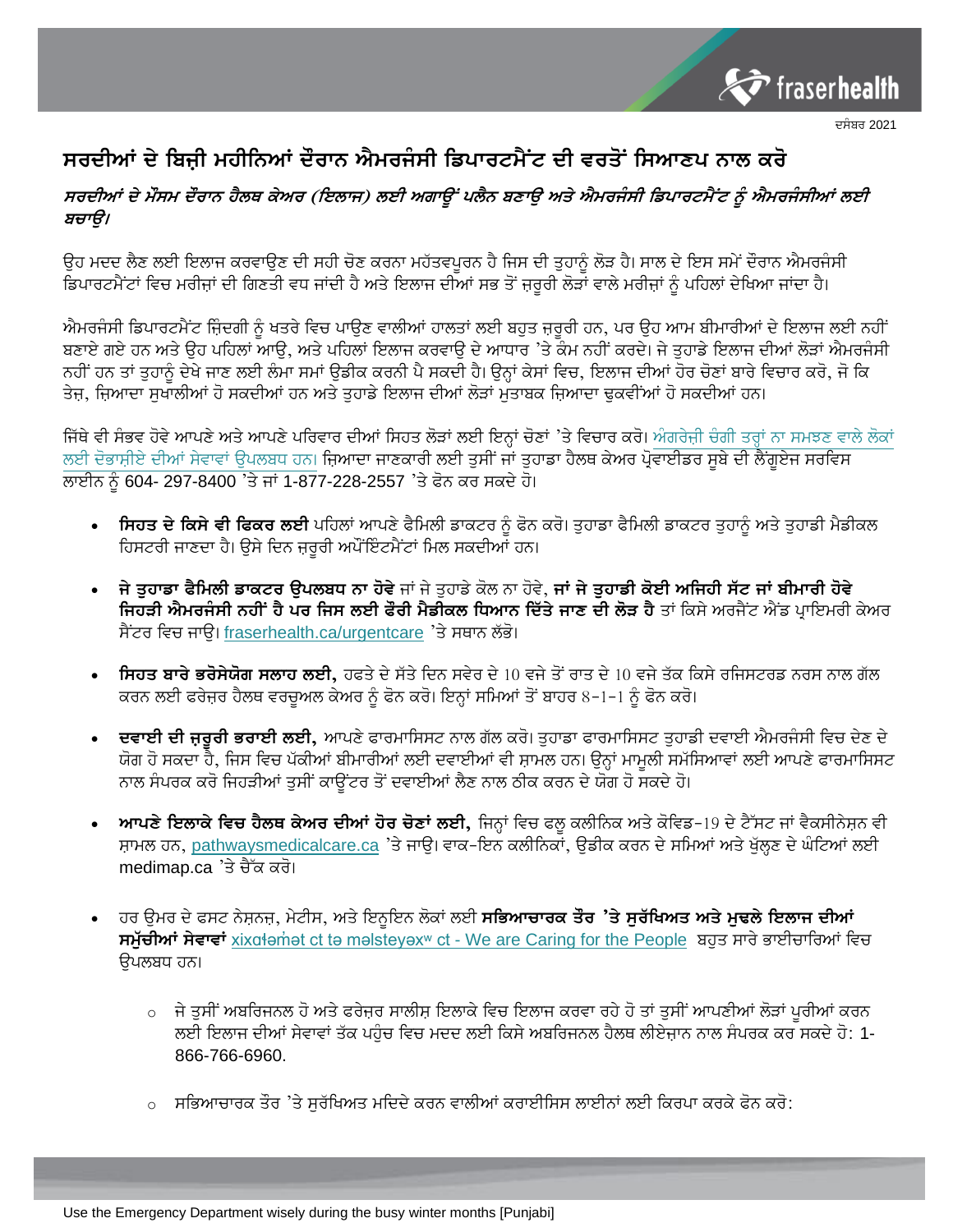ਦਸੰਬਰ 2021

# ਸਰਦੀਆਂ ਦੇ ਬਿਜ਼ੀ ਮਹੀਨਿਆਂ ਦੌਰਾਨ ਐਮਰਜੰਸੀ ਡਿਪਾਰਟਮੈਂਟ ਦੀ ਵਰਤੋਂ ਸਿਆਣਪ ਨਾਲ ਕਰੋ

***ਸਰਦੀਆਂ ਦੇ ਮੌਸਮ ਦੌਰਾਨ ਹੈਲਥ ਕੇਅਰ (ਇਲਾਜ) ਲਈ ਅਗਾਊਂ ਪਲੈਨ ਬਣਾਉ ਅਤੇ ਐਮਰਜੰਸੀ ਡਿਪਾਰਟਮੈਂਟ ਨੂੰ ਐਮਰਜੰਸੀਆਂ ਲਈ ਬਚਾਉ।***

ਉਹ ਮਦਦ ਲੈਣ ਲਈ ਇਲਾਜ ਕਰਵਾਉਣ ਦੀ ਸਹੀ ਚੋਣ ਕਰਨਾ ਮਹੱਤਵਪੂਰਨ ਹੈ ਜਿਸ ਦੀ ਤੁਹਾਨੂੰ ਲੋੜ ਹੈ। ਸਾਲ ਦੇ ਇਸ ਸਮੇਂ ਦੌਰਾਨ ਐਮਰਜੰਸੀ ਡਿਪਾਰਟਮੈਂਟਾਂ ਵਿਚ ਮਰੀਜ਼ਾਂ ਦੀ ਗਿਣਤੀ ਵਧ ਜਾਂਦੀ ਹੈ ਅਤੇ ਇਲਾਜ ਦੀਆਂ ਸਭ ਤੋਂ ਜ਼ਰੂਰੀ ਲੋੜਾਂ ਵਾਲੇ ਮਰੀਜ਼ਾਂ ਨੂੰ ਪਹਿਲਾਂ ਦੇਖਿਆ ਜਾਂਦਾ ਹੈ।

ਐਮਰਜੰਸੀ ਡਿਪਾਰਟਮੈਂਟ ਜ਼ਿੰਦਗੀ ਨੂੰ ਖਤਰੇ ਵਿਚ ਪਾਉਣ ਵਾਲੀਆਂ ਹਾਲਤਾਂ ਲਈ ਬਹੁਤ ਜ਼ਰੂਰੀ ਹਨ, ਪਰ ਉਹ ਆਮ ਬੀਮਾਰੀਆਂ ਦੇ ਇਲਾਜ ਲਈ ਨਹੀਂ ਬਣਾਏ ਗਏ ਹਨ ਅਤੇ ਉਹ ਪਹਿਲਾਂ ਆਉ, ਅਤੇ ਪਹਿਲਾਂ ਇਲਾਜ ਕਰਵਾਉ ਦੇ ਆਧਾਰ 'ਤੇ ਕੰਮ ਨਹੀਂ ਕਰਦੇ। ਜੇ ਤੁਹਾਡੇ ਇਲਾਜ ਦੀਆਂ ਲੋੜਾਂ ਐਮਰਜੰਸੀ ਨਹੀਂ ਹਨ ਤਾਂ ਤੁਹਾਨੂੰ ਦੇਖੇ ਜਾਣ ਲਈ ਲੰਮਾ ਸਮਾਂ ਉਡੀਕ ਕਰਨੀ ਪੈ ਸਕਦੀ ਹੈ। ਉਨ੍ਹਾਂ ਕੇਸਾਂ ਵਿਚ, ਇਲਾਜ ਦੀਆਂ ਹੋਰ ਚੋਣਾਂ ਬਾਰੇ ਵਿਚਾਰ ਕਰੋ, ਜੋ ਕਿ ਤੇਜ਼, ਜ਼ਿਆਦਾ ਸੁਖਾਲੀਆਂ ਹੋ ਸਕਦੀਆਂ ਹਨ ਅਤੇ ਤੁਹਾਡੇ ਇਲਾਜ ਦੀਆਂ ਲੋੜਾਂ ਮੁਤਾਬਕ ਜ਼ਿਆਦਾ ਢੁਕਵੀਂਆਂ ਹੋ ਸਕਦੀਆਂ ਹਨ।

ਜਿੱਥੇ ਵੀ ਸੰਭਵ ਹੋਵੇ ਆਪਣੇ ਅਤੇ ਆਪਣੇ ਪਰਿਵਾਰ ਦੀਆਂ ਸਿਹਤ ਲੋੜਾਂ ਲਈ ਇਨ੍ਹਾਂ ਚੋਣਾਂ 'ਤੇ ਵਿਚਾਰ ਕਰੋ। ਅੰਗਰੇਜ਼ੀ ਚੰਗੀ ਤਰ੍ਹਾਂ ਨਾ ਸਮਝਣ ਵਾਲੇ ਲੋਕਾਂ ਲਈ ਦੋਭਾਸ਼ੀਏ ਦੀਆਂ ਸੇਵਾਵਾਂ ਉਪਲਬਧ ਹਨ। ਜ਼ਿਆਦਾ ਜਾਣਕਾਰੀ ਲਈ ਤੁਸੀਂ ਜਾਂ ਤੁਹਾਡਾ ਹੈਲਥ ਕੇਅਰ ਪ੍ਰੋਵਾਈਡਰ ਸੂਬੇ ਦੀ ਲੈਂਗੁਏਜ ਸਰਵਿਸ ਲਾਈਨ ਨੂੰ 604- 297-8400 'ਤੇ ਜਾਂ 1-877-228-2557 'ਤੇ ਫੋਨ ਕਰ ਸਕਦੇ ਹੋ।

- **ਸਿਹਤ ਦੇ ਕਿਸੇ ਵੀ ਫਿਕਰ ਲਈ** ਪਹਿਲਾਂ ਆਪਣੇ ਫੈਮਿਲੀ ਡਾਕਟਰ ਨੂੰ ਫੋਨ ਕਰੋ। ਤੁਹਾਡਾ ਫੈਮਿਲੀ ਡਾਕਟਰ ਤੁਹਾਨੂੰ ਅਤੇ ਤੁਹਾਡੀ ਮੈਡੀਕਲ ਹਿਸਟਰੀ ਜਾਣਦਾ ਹੈ। ਉਸੇ ਦਿਨ ਜ਼ਰੂਰੀ ਅਪੌਇੰਟਮੈਂਟਾਂ ਮਿਲ ਸਕਦੀਆਂ ਹਨ।
- **ਜੇ ਤੁਹਾਡਾ ਫੈਮਿਲੀ ਡਾਕਟਰ ਉਪਲਬਧ ਨਾ ਹੋਵੇ** ਜਾਂ ਜੇ ਤੁਹਾਡੇ ਕੋਲ ਨਾ ਹੋਵੇ, **ਜਾਂ ਜੇ ਤੁਹਾਡੀ ਕੋਈ ਅਜਿਹੀ ਸੱਟ ਜਾਂ ਬੀਮਾਰੀ ਹੋਵੇ ਜਿਹੜੀ ਐਮਰਜੰਸੀ ਨਹੀਂ ਹੈ ਪਰ ਜਿਸ ਲਈ ਫੌਰੀ ਮੈਡੀਕਲ ਧਿਆਨ ਦਿੱਤੇ ਜਾਣ ਦੀ ਲੋੜ ਹੈ** ਤਾਂ ਕਿਸੇ ਅਰਜੈਂਟ ਐਂਡ ਪ੍ਰਾਇਮਰੀ ਕੇਅਰ ਸੈਂਟਰ ਵਿਚ ਜਾਉ। fraserhealth.ca/urgentcare 'ਤੇ ਸਥਾਨ ਲੱਭੋ।
- **ਸਿਹਤ ਬਾਰੇ ਭਰੋਸੇਯੋਗ ਸਲਾਹ ਲਈ,** ਹਫਤੇ ਦੇ ਸੱਤੇ ਦਿਨ ਸਵੇਰ ਦੇ 10 ਵਜੇ ਤੋਂ ਰਾਤ ਦੇ 10 ਵਜੇ ਤੱਕ ਕਿਸੇ ਰਜਿਸਟਰਡ ਨਰਸ ਨਾਲ ਗੱਲ ਕਰਨ ਲਈ ਫਰੇਜ਼ਰ ਹੈਲਥ ਵਰਚੂਅਲ ਕੇਅਰ ਨੂੰ ਫੋਨ ਕਰੋ। ਇਨ੍ਹਾਂ ਸਮਿਆਂ ਤੋਂ ਬਾਹਰ 8-1-1 ਨੂੰ ਫੋਨ ਕਰੋ।
- **ਦਵਾਈ ਦੀ ਜ਼ਰੂਰੀ ਭਰਾਈ ਲਈ,** ਆਪਣੇ ਫਾਰਮਾਸਿਸਟ ਨਾਲ ਗੱਲ ਕਰੋ। ਤੁਹਾਡਾ ਫਾਰਮਾਸਿਸਟ ਤੁਹਾਡੀ ਦਵਾਈ ਐਮਰਜੰਸੀ ਵਿਚ ਦੇਣ ਦੇ ਯੋਗ ਹੋ ਸਕਦਾ ਹੈ, ਜਿਸ ਵਿਚ ਪੱਕੀਆਂ ਬੀਮਾਰੀਆਂ ਲਈ ਦਵਾਈਆਂ ਵੀ ਸ਼ਾਮਲ ਹਨ। ਉਨ੍ਹਾਂ ਮਾਮੂਲੀ ਸਮੱਸਿਆਵਾਂ ਲਈ ਆਪਣੇ ਫਾਰਮਾਸਿਸਟ ਨਾਲ ਸੰਪਰਕ ਕਰੋ ਜਿਹੜੀਆਂ ਤੁਸੀਂ ਕਾਉਂਟਰ ਤੋਂ ਦਵਾਈਆਂ ਲੈਣ ਨਾਲ ਠੀਕ ਕਰਨ ਦੇ ਯੋਗ ਹੋ ਸਕਦੇ ਹੋ।
- **ਆਪਣੇ ਇਲਾਕੇ ਵਿਚ ਹੈਲਥ ਕੇਅਰ ਦੀਆਂ ਹੋਰ ਚੋਣਾਂ ਲਈ,** ਜਿਨ੍ਹਾਂ ਵਿਚ ਫਲੂ ਕਲੀਨਿਕ ਅਤੇ ਕੋਵਿਡ-19 ਦੇ ਟੈੱਸਟ ਜਾਂ ਵੈਕਸੀਨੇਸ਼ਨ ਵੀ ਸ਼ਾਮਲ ਹਨ, pathwaysmedicalcare.ca 'ਤੇ ਜਾਉ। ਵਾਕ-ਇਨ ਕਲੀਨਿਕਾਂ, ਉਡੀਕ ਕਰਨ ਦੇ ਸਮਿਆਂ ਅਤੇ ਖੁੱਲ੍ਹਣ ਦੇ ਘੰਟਿਆਂ ਲਈ medimap.ca 'ਤੇ ਚੈੱਕ ਕਰੋ।
- ਹਰ ਉਮਰ ਦੇ ਫਸਟ ਨੇਸ਼ਨਜ਼, ਮੇਟੀਸ, ਅਤੇ ਇਨੂਇਨ ਲੋਕਾਂ ਲਈ **ਸਭਿਆਚਾਰਕ ਤੌਰ 'ਤੇ ਸੁਰੱਖਿਅਤ ਅਤੇ ਮੁਢਲੇ ਇਲਾਜ ਦੀਆਂ ਸਮੁੱਚੀਆਂ ਸੇਵਾਵਾਂ** xixqʼəmət ct tə məlsteyəxʷ ct - We are Caring for the People ਬਹੁਤ ਸਾਰੇ ਭਾਈਚਾਰਿਆਂ ਵਿਚ ਉਪਲਬਧ ਹਨ।
    - ਜੇ ਤੁਸੀਂ ਅਬਰਿਜਨਲ ਹੋ ਅਤੇ ਫਰੇਜ਼ਰ ਸਾਲੀਸ਼ ਇਲਾਕੇ ਵਿਚ ਇਲਾਜ ਕਰਵਾ ਰਹੇ ਹੋ ਤਾਂ ਤੁਸੀਂ ਆਪਣੀਆਂ ਲੋੜਾਂ ਪੂਰੀਆਂ ਕਰਨ ਲਈ ਇਲਾਜ ਦੀਆਂ ਸੇਵਾਵਾਂ ਤੱਕ ਪਹੁੰਚ ਵਿਚ ਮਦਦ ਲਈ ਕਿਸੇ ਅਬਰਿਜਨਲ ਹੈਲਥ ਲੀਏਜ਼ਾਨ ਨਾਲ ਸੰਪਰਕ ਕਰ ਸਕਦੇ ਹੋ: 1-866-766-6960.
    - ਸਭਿਆਚਾਰਕ ਤੌਰ 'ਤੇ ਸੁਰੱਖਿਅਤ ਮਦਿਦੇ ਕਰਨ ਵਾਲੀਆਂ ਕਰਾਈਸਿਸ ਲਾਈਨਾਂ ਲਈ ਕਿਰਪਾ ਕਰਕੇ ਫੋਨ ਕਰੋ:

Use the Emergency Department wisely during the busy winter months [Punjabi]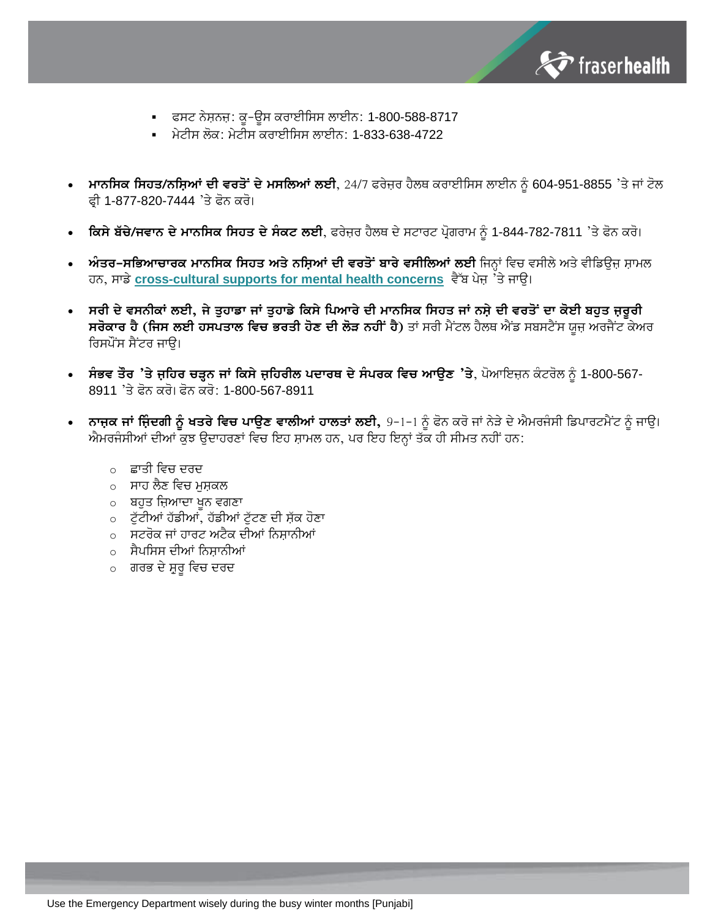- ਫਸਟ ਨੇਸ਼ਨਜ਼: ਕੂ-ਉਸ ਕਰਾਈਸਿਸ ਲਾਈਨ: 1-800-588-8717
   - ਮੇਟੀਸ ਲੋਕ: ਮੇਟੀਸ ਕਰਾਈਸਿਸ ਲਾਈਨ: 1-833-638-4722

- **ਮਾਨਸਿਕ ਸਿਹਤ/ਨਸ਼ਿਆਂ ਦੀ ਵਰਤੋਂ ਦੇ ਮਸਲਿਆਂ ਲਈ**, 24/7 ਫਰੇਜ਼ਰ ਹੈਲਥ ਕਰਾਈਸਿਸ ਲਾਈਨ ਨੂੰ 604-951-8855 'ਤੇ ਜਾਂ ਟੋਲ ਫ੍ਰੀ 1-877-820-7444 'ਤੇ ਫੋਨ ਕਰੋ।
- **ਕਿਸੇ ਬੱਚੇ/ਜਵਾਨ ਦੇ ਮਾਨਸਿਕ ਸਿਹਤ ਦੇ ਸੰਕਟ ਲਈ**, ਫਰੇਜ਼ਰ ਹੈਲਥ ਦੇ ਸਟਾਰਟ ਪ੍ਰੋਗਰਾਮ ਨੂੰ 1-844-782-7811 'ਤੇ ਫੋਨ ਕਰੋ।
- **ਅੰਤਰ-ਸਭਿਆਚਾਰਕ ਮਾਨਸਿਕ ਸਿਹਤ ਅਤੇ ਨਸ਼ਿਆਂ ਦੀ ਵਰਤੋਂ ਬਾਰੇ ਵਸੀਲਿਆਂ ਲਈ** ਜਿਨ੍ਹਾਂ ਵਿਚ ਵਸੀਲੇ ਅਤੇ ਵੀਡਿਓਜ਼ ਸ਼ਾਮਲ ਹਨ, ਸਾਡੇ **cross-cultural supports for mental health concerns** ਵੈੱਬ ਪੇਜ਼ 'ਤੇ ਜਾਉ।
- **ਸਰੀ ਦੇ ਵਸਨੀਕਾਂ ਲਈ, ਜੇ ਤੁਹਾਡਾ ਜਾਂ ਤੁਹਾਡੇ ਕਿਸੇ ਪਿਆਰੇ ਦੀ ਮਾਨਸਿਕ ਸਿਹਤ ਜਾਂ ਨਸ਼ੇ ਦੀ ਵਰਤੋਂ ਦਾ ਕੋਈ ਬਹੁਤ ਜ਼ਰੂਰੀ ਸਰੋਕਾਰ ਹੈ (ਜਿਸ ਲਈ ਹਸਪਤਾਲ ਵਿਚ ਭਰਤੀ ਹੋਣ ਦੀ ਲੋੜ ਨਹੀਂ ਹੈ)** ਤਾਂ ਸਰੀ ਮੈਂਟਲ ਹੈਲਥ ਐਂਡ ਸਬਸਟੈਂਸ ਯੂਜ਼ ਅਰਜੈਂਟ ਕੇਅਰ ਰਿਸਪੌਂਸ ਸੈਂਟਰ ਜਾਉ।
- **ਸੰਭਵ ਤੌਰ 'ਤੇ ਜ਼ਹਿਰ ਚੜ੍ਹਨ ਜਾਂ ਕਿਸੇ ਜ਼ਹਿਰੀਲ ਪਦਾਰਥ ਦੇ ਸੰਪਰਕ ਵਿਚ ਆਉਣ 'ਤੇ**, ਪੋਆਇਜ਼ਨ ਕੰਟਰੋਲ ਨੂੰ 1-800-567-8911 'ਤੇ ਫੋਨ ਕਰੋ। ਫੋਨ ਕਰੋ: 1-800-567-8911
- **ਨਾਜ਼ਕ ਜਾਂ ਜ਼ਿੰਦਗੀ ਨੂੰ ਖਤਰੇ ਵਿਚ ਪਾਉਣ ਵਾਲੀਆਂ ਹਾਲਤਾਂ ਲਈ,** 9-1-1 ਨੂੰ ਫੋਨ ਕਰੋ ਜਾਂ ਨੇੜੇ ਦੇ ਐਮਰਜੰਸੀ ਡਿਪਾਰਟਮੈਂਟ ਨੂੰ ਜਾਉ। ਐਮਰਜੰਸੀਆਂ ਦੀਆਂ ਕੁਝ ਉਦਾਹਰਣਾਂ ਵਿਚ ਇਹ ਸ਼ਾਮਲ ਹਨ, ਪਰ ਇਹ ਇਨ੍ਹਾਂ ਤੱਕ ਹੀ ਸੀਮਤ ਨਹੀਂ ਹਨ:
   - ਛਾਤੀ ਵਿਚ ਦਰਦ
   - ਸਾਹ ਲੈਣ ਵਿਚ ਮੁਸ਼ਕਲ
   - ਬਹੁਤ ਜ਼ਿਆਦਾ ਖ਼ੂਨ ਵਗਣਾ
   - ਟੁੱਟੀਆਂ ਹੱਡੀਆਂ, ਹੱਡੀਆਂ ਟੁੱਟਣ ਦੀ ਸ਼ੱਕ ਹੋਣਾ
   - ਸਟਰੋਕ ਜਾਂ ਹਾਰਟ ਅਟੈਕ ਦੀਆਂ ਨਿਸ਼ਾਨੀਆਂ
   - ਸੈਪਸਿਸ ਦੀਆਂ ਨਿਸ਼ਾਨੀਆਂ
   - ਗਰਭ ਦੇ ਸ਼ੁਰੂ ਵਿਚ ਦਰਦ